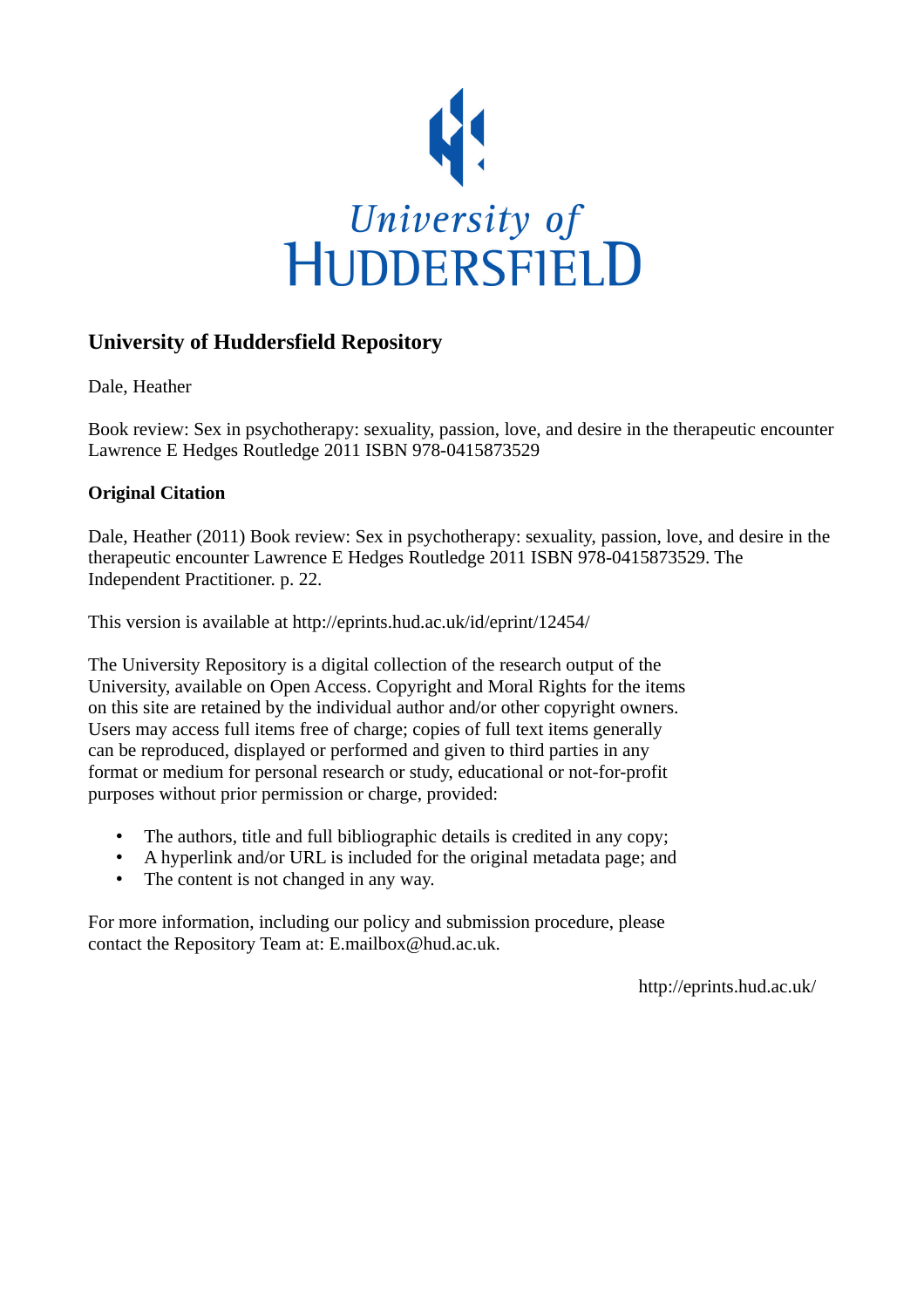University of HUDDERSFIELD

## University of Huddersfield Repository

Dale, Heather

Book review: Sex in psychotherapy: sexuality, passion, love, and desire in the therapeutic encounter Lawrence E Hedges Routledge 2011 ISBN 978-0415873529

### Original Citation

Dale, Heather (2011) Book review: Sex in psychotherapy: sexuality, passion, love, and desire in the therapeutic encounter Lawrence E Hedges Routledge 2011 ISBN 978-0415873529. The Independent Practitioner. p. 22.

This version is available at http://eprints.hud.ac.uk/id/eprint/12454/

The University Repository is a digital collection of the research output of the University, available on Open Access. Copyright and Moral Rights for the items on this site are retained by the individual author and/or other copyright owners. Users may access full items free of charge; copies of full text items generally can be reproduced, displayed or performed and given to third parties in any format or medium for personal research or study, educational or not-for-profit purposes without prior permission or charge, provided:

- The authors, title and full bibliographic details is credited in any copy;
- A hyperlink and/or URL is included for the original metadata page; and
- The content is not changed in any way.

For more information, including our policy and submission procedure, please contact the Repository Team at: E.mailbox@hud.ac.uk.

http://eprints.hud.ac.uk/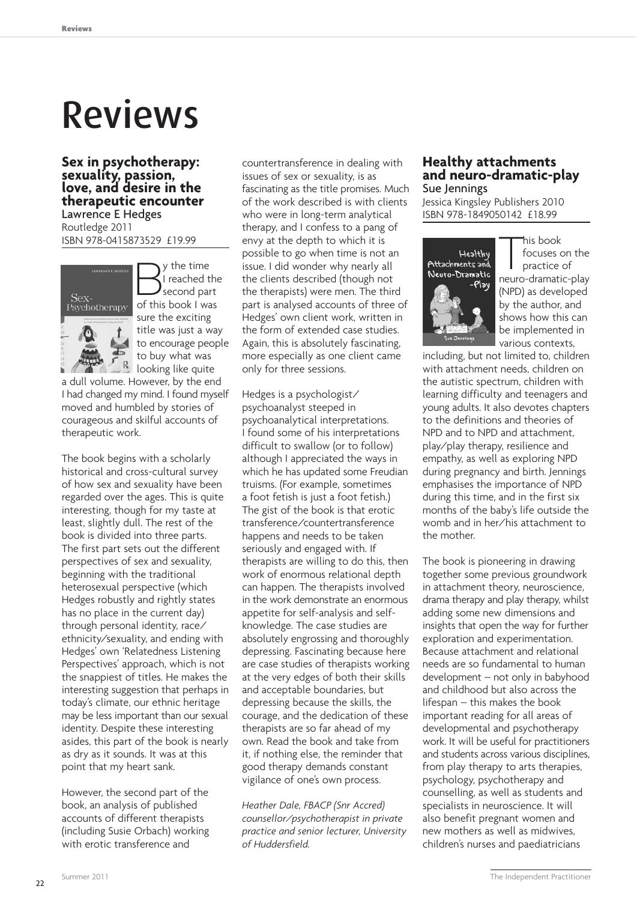# Reviews

### Sex in psychotherapy: sexuality, passion, love, and desire in the therapeutic encounter

Lawrence E Hedges
Routledge 2011
ISBN 978-0415873529 £19.99

By the time I reached the second part of this book I was sure the exciting title was just a way to encourage people to buy what was looking like quite a dull volume. However, by the end I had changed my mind. I found myself moved and humbled by stories of courageous and skilful accounts of therapeutic work.

The book begins with a scholarly historical and cross-cultural survey of how sex and sexuality have been regarded over the ages. This is quite interesting, though for my taste at least, slightly dull. The rest of the book is divided into three parts. The first part sets out the different perspectives of sex and sexuality, beginning with the traditional heterosexual perspective (which Hedges robustly and rightly states has no place in the current day) through personal identity, race/ethnicity/sexuality, and ending with Hedges' own 'Relatedness Listening Perspectives' approach, which is not the snappiest of titles. He makes the interesting suggestion that perhaps in today's climate, our ethnic heritage may be less important than our sexual identity. Despite these interesting asides, this part of the book is nearly as dry as it sounds. It was at this point that my heart sank.

However, the second part of the book, an analysis of published accounts of different therapists (including Susie Orbach) working with erotic transference and countertransference in dealing with issues of sex or sexuality, is as fascinating as the title promises. Much of the work described is with clients who were in long-term analytical therapy, and I confess to a pang of envy at the depth to which it is possible to go when time is not an issue. I did wonder why nearly all the clients described (though not the therapists) were men. The third part is analysed accounts of three of Hedges' own client work, written in the form of extended case studies. Again, this is absolutely fascinating, more especially as one client came only for three sessions.

Hedges is a psychologist/psychoanalyst steeped in psychoanalytical interpretations. I found some of his interpretations difficult to swallow (or to follow) although I appreciated the ways in which he has updated some Freudian truisms. (For example, sometimes a foot fetish is just a foot fetish.) The gist of the book is that erotic transference/countertransference happens and needs to be taken seriously and engaged with. If therapists are willing to do this, then work of enormous relational depth can happen. The therapists involved in the work demonstrate an enormous appetite for self-analysis and self-knowledge. The case studies are absolutely engrossing and thoroughly depressing. Fascinating because here are case studies of therapists working at the very edges of both their skills and acceptable boundaries, but depressing because the skills, the courage, and the dedication of these therapists are so far ahead of my own. Read the book and take from it, if nothing else, the reminder that good therapy demands constant vigilance of one's own process.

*Heather Dale, FBACP (Snr Accred) counsellor/psychotherapist in private practice and senior lecturer, University of Huddersfield.*

### Healthy attachments and neuro-dramatic-play

Sue Jennings
Jessica Kingsley Publishers 2010
ISBN 978-1849050142 £18.99

This book focuses on the practice of neuro-dramatic-play (NPD) as developed by the author, and shows how this can be implemented in various contexts, including, but not limited to, children with attachment needs, children on the autistic spectrum, children with learning difficulty and teenagers and young adults. It also devotes chapters to the definitions and theories of NPD and to NPD and attachment, play/play therapy, resilience and empathy, as well as exploring NPD during pregnancy and birth. Jennings emphasises the importance of NPD during this time, and in the first six months of the baby's life outside the womb and in her/his attachment to the mother.

The book is pioneering in drawing together some previous groundwork in attachment theory, neuroscience, drama therapy and play therapy, whilst adding some new dimensions and insights that open the way for further exploration and experimentation. Because attachment and relational needs are so fundamental to human development – not only in babyhood and childhood but also across the lifespan – this makes the book important reading for all areas of developmental and psychotherapy work. It will be useful for practitioners and students across various disciplines, from play therapy to arts therapies, psychology, psychotherapy and counselling, as well as students and specialists in neuroscience. It will also benefit pregnant women and new mothers as well as midwives, children's nurses and paediatricians